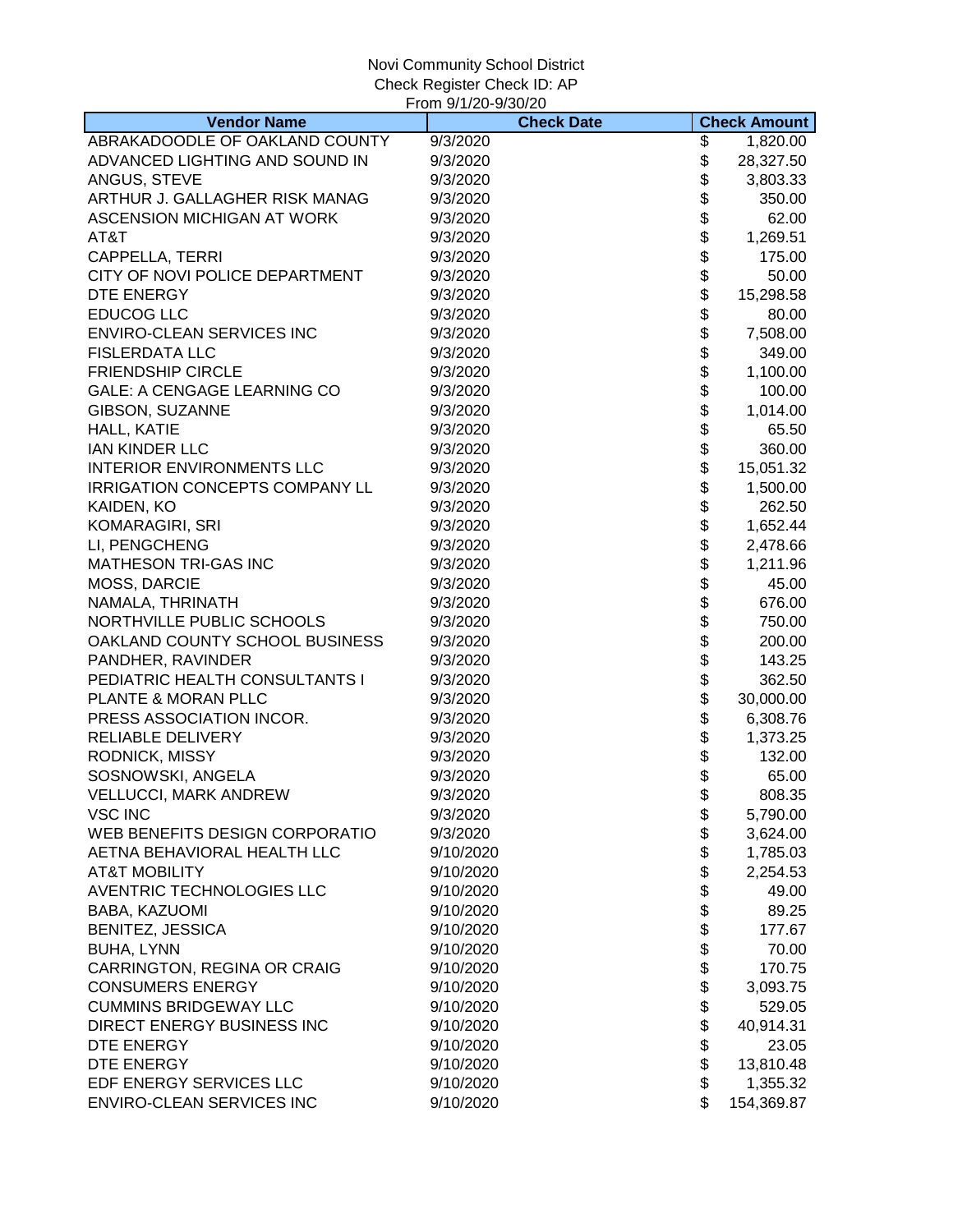Novi Community School District
Check Register Check ID: AP
From 9/1/20-9/30/20

| Vendor Name | Check Date | Check Amount |
|---|---|---|
| ABRAKADOODLE OF OAKLAND COUNTY | 9/3/2020 | $ 1,820.00 |
| ADVANCED LIGHTING AND SOUND IN | 9/3/2020 | $ 28,327.50 |
| ANGUS, STEVE | 9/3/2020 | $ 3,803.33 |
| ARTHUR J. GALLAGHER RISK MANAG | 9/3/2020 | $ 350.00 |
| ASCENSION MICHIGAN AT WORK | 9/3/2020 | $ 62.00 |
| AT&T | 9/3/2020 | $ 1,269.51 |
| CAPPELLA, TERRI | 9/3/2020 | $ 175.00 |
| CITY OF NOVI POLICE DEPARTMENT | 9/3/2020 | $ 50.00 |
| DTE ENERGY | 9/3/2020 | $ 15,298.58 |
| EDUCOG LLC | 9/3/2020 | $ 80.00 |
| ENVIRO-CLEAN SERVICES INC | 9/3/2020 | $ 7,508.00 |
| FISLERDATA LLC | 9/3/2020 | $ 349.00 |
| FRIENDSHIP CIRCLE | 9/3/2020 | $ 1,100.00 |
| GALE: A CENGAGE LEARNING CO | 9/3/2020 | $ 100.00 |
| GIBSON, SUZANNE | 9/3/2020 | $ 1,014.00 |
| HALL, KATIE | 9/3/2020 | $ 65.50 |
| IAN KINDER LLC | 9/3/2020 | $ 360.00 |
| INTERIOR ENVIRONMENTS LLC | 9/3/2020 | $ 15,051.32 |
| IRRIGATION CONCEPTS COMPANY LL | 9/3/2020 | $ 1,500.00 |
| KAIDEN, KO | 9/3/2020 | $ 262.50 |
| KOMARAGIRI, SRI | 9/3/2020 | $ 1,652.44 |
| LI, PENGCHENG | 9/3/2020 | $ 2,478.66 |
| MATHESON TRI-GAS INC | 9/3/2020 | $ 1,211.96 |
| MOSS, DARCIE | 9/3/2020 | $ 45.00 |
| NAMALA, THRINATH | 9/3/2020 | $ 676.00 |
| NORTHVILLE PUBLIC SCHOOLS | 9/3/2020 | $ 750.00 |
| OAKLAND COUNTY SCHOOL BUSINESS | 9/3/2020 | $ 200.00 |
| PANDHER, RAVINDER | 9/3/2020 | $ 143.25 |
| PEDIATRIC HEALTH CONSULTANTS I | 9/3/2020 | $ 362.50 |
| PLANTE & MORAN PLLC | 9/3/2020 | $ 30,000.00 |
| PRESS ASSOCIATION INCOR. | 9/3/2020 | $ 6,308.76 |
| RELIABLE DELIVERY | 9/3/2020 | $ 1,373.25 |
| RODNICK, MISSY | 9/3/2020 | $ 132.00 |
| SOSNOWSKI, ANGELA | 9/3/2020 | $ 65.00 |
| VELLUCCI, MARK ANDREW | 9/3/2020 | $ 808.35 |
| VSC INC | 9/3/2020 | $ 5,790.00 |
| WEB BENEFITS DESIGN CORPORATIO | 9/3/2020 | $ 3,624.00 |
| AETNA BEHAVIORAL HEALTH LLC | 9/10/2020 | $ 1,785.03 |
| AT&T MOBILITY | 9/10/2020 | $ 2,254.53 |
| AVENTRIC TECHNOLOGIES LLC | 9/10/2020 | $ 49.00 |
| BABA, KAZUOMI | 9/10/2020 | $ 89.25 |
| BENITEZ, JESSICA | 9/10/2020 | $ 177.67 |
| BUHA, LYNN | 9/10/2020 | $ 70.00 |
| CARRINGTON, REGINA OR CRAIG | 9/10/2020 | $ 170.75 |
| CONSUMERS ENERGY | 9/10/2020 | $ 3,093.75 |
| CUMMINS BRIDGEWAY LLC | 9/10/2020 | $ 529.05 |
| DIRECT ENERGY BUSINESS INC | 9/10/2020 | $ 40,914.31 |
| DTE ENERGY | 9/10/2020 | $ 23.05 |
| DTE ENERGY | 9/10/2020 | $ 13,810.48 |
| EDF ENERGY SERVICES LLC | 9/10/2020 | $ 1,355.32 |
| ENVIRO-CLEAN SERVICES INC | 9/10/2020 | $ 154,369.87 |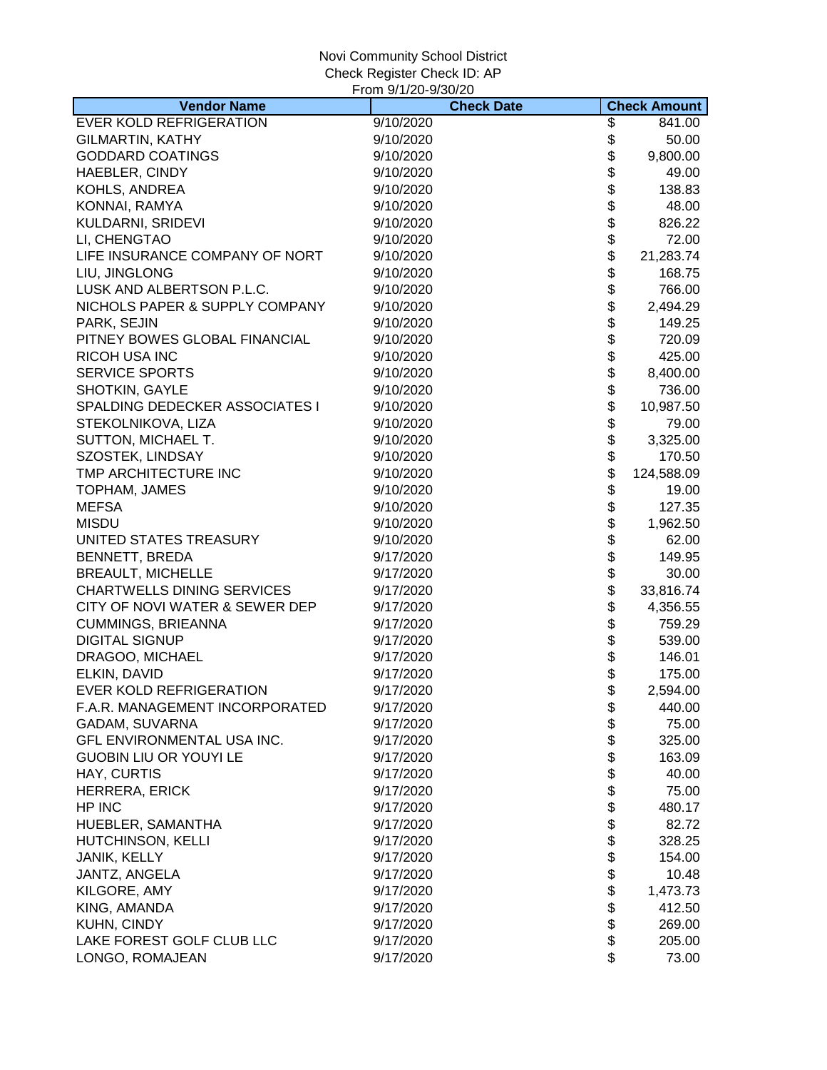Novi Community School District
Check Register Check ID: AP
From 9/1/20-9/30/20

| Vendor Name | Check Date | Check Amount |
|---|---|---|
| EVER KOLD REFRIGERATION | 9/10/2020 | $ 841.00 |
| GILMARTIN, KATHY | 9/10/2020 | $ 50.00 |
| GODDARD COATINGS | 9/10/2020 | $ 9,800.00 |
| HAEBLER, CINDY | 9/10/2020 | $ 49.00 |
| KOHLS, ANDREA | 9/10/2020 | $ 138.83 |
| KONNAI, RAMYA | 9/10/2020 | $ 48.00 |
| KULDARNI, SRIDEVI | 9/10/2020 | $ 826.22 |
| LI, CHENGTAO | 9/10/2020 | $ 72.00 |
| LIFE INSURANCE COMPANY OF NORT | 9/10/2020 | $ 21,283.74 |
| LIU, JINGLONG | 9/10/2020 | $ 168.75 |
| LUSK AND ALBERTSON P.L.C. | 9/10/2020 | $ 766.00 |
| NICHOLS PAPER & SUPPLY COMPANY | 9/10/2020 | $ 2,494.29 |
| PARK, SEJIN | 9/10/2020 | $ 149.25 |
| PITNEY BOWES GLOBAL FINANCIAL | 9/10/2020 | $ 720.09 |
| RICOH USA INC | 9/10/2020 | $ 425.00 |
| SERVICE SPORTS | 9/10/2020 | $ 8,400.00 |
| SHOTKIN, GAYLE | 9/10/2020 | $ 736.00 |
| SPALDING DEDECKER ASSOCIATES I | 9/10/2020 | $ 10,987.50 |
| STEKOLNIKOVA, LIZA | 9/10/2020 | $ 79.00 |
| SUTTON, MICHAEL T. | 9/10/2020 | $ 3,325.00 |
| SZOSTEK, LINDSAY | 9/10/2020 | $ 170.50 |
| TMP ARCHITECTURE INC | 9/10/2020 | $ 124,588.09 |
| TOPHAM, JAMES | 9/10/2020 | $ 19.00 |
| MEFSA | 9/10/2020 | $ 127.35 |
| MISDU | 9/10/2020 | $ 1,962.50 |
| UNITED STATES TREASURY | 9/10/2020 | $ 62.00 |
| BENNETT, BREDA | 9/17/2020 | $ 149.95 |
| BREAULT, MICHELLE | 9/17/2020 | $ 30.00 |
| CHARTWELLS DINING SERVICES | 9/17/2020 | $ 33,816.74 |
| CITY OF NOVI WATER & SEWER DEP | 9/17/2020 | $ 4,356.55 |
| CUMMINGS, BRIEANNA | 9/17/2020 | $ 759.29 |
| DIGITAL SIGNUP | 9/17/2020 | $ 539.00 |
| DRAGOO, MICHAEL | 9/17/2020 | $ 146.01 |
| ELKIN, DAVID | 9/17/2020 | $ 175.00 |
| EVER KOLD REFRIGERATION | 9/17/2020 | $ 2,594.00 |
| F.A.R. MANAGEMENT INCORPORATED | 9/17/2020 | $ 440.00 |
| GADAM, SUVARNA | 9/17/2020 | $ 75.00 |
| GFL ENVIRONMENTAL USA INC. | 9/17/2020 | $ 325.00 |
| GUOBIN LIU OR YOUYI LE | 9/17/2020 | $ 163.09 |
| HAY, CURTIS | 9/17/2020 | $ 40.00 |
| HERRERA, ERICK | 9/17/2020 | $ 75.00 |
| HP INC | 9/17/2020 | $ 480.17 |
| HUEBLER, SAMANTHA | 9/17/2020 | $ 82.72 |
| HUTCHINSON, KELLI | 9/17/2020 | $ 328.25 |
| JANIK, KELLY | 9/17/2020 | $ 154.00 |
| JANTZ, ANGELA | 9/17/2020 | $ 10.48 |
| KILGORE, AMY | 9/17/2020 | $ 1,473.73 |
| KING, AMANDA | 9/17/2020 | $ 412.50 |
| KUHN, CINDY | 9/17/2020 | $ 269.00 |
| LAKE FOREST GOLF CLUB LLC | 9/17/2020 | $ 205.00 |
| LONGO, ROMAJEAN | 9/17/2020 | $ 73.00 |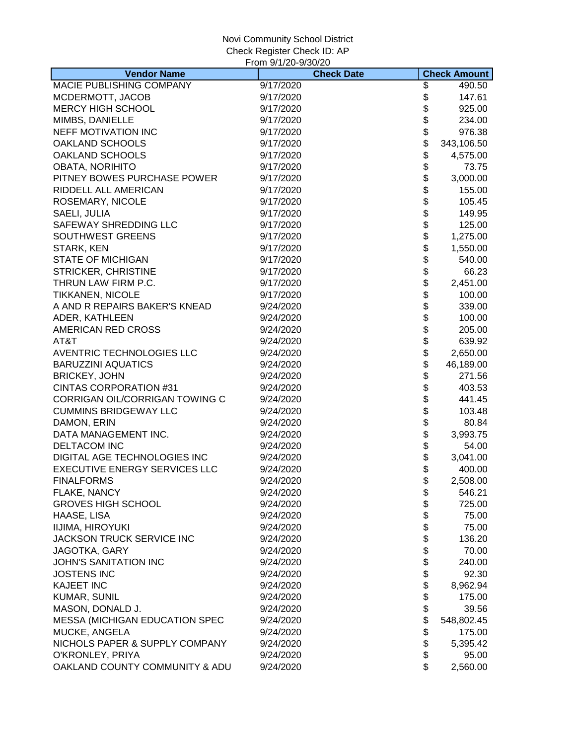Novi Community School District
Check Register Check ID: AP
From 9/1/20-9/30/20

| Vendor Name | Check Date | Check Amount |
|---|---|---|
| MACIE PUBLISHING COMPANY | 9/17/2020 | $ 490.50 |
| MCDERMOTT, JACOB | 9/17/2020 | $ 147.61 |
| MERCY HIGH SCHOOL | 9/17/2020 | $ 925.00 |
| MIMBS, DANIELLE | 9/17/2020 | $ 234.00 |
| NEFF MOTIVATION INC | 9/17/2020 | $ 976.38 |
| OAKLAND SCHOOLS | 9/17/2020 | $ 343,106.50 |
| OAKLAND SCHOOLS | 9/17/2020 | $ 4,575.00 |
| OBATA, NORIHITO | 9/17/2020 | $ 73.75 |
| PITNEY BOWES PURCHASE POWER | 9/17/2020 | $ 3,000.00 |
| RIDDELL ALL AMERICAN | 9/17/2020 | $ 155.00 |
| ROSEMARY, NICOLE | 9/17/2020 | $ 105.45 |
| SAELI, JULIA | 9/17/2020 | $ 149.95 |
| SAFEWAY SHREDDING LLC | 9/17/2020 | $ 125.00 |
| SOUTHWEST GREENS | 9/17/2020 | $ 1,275.00 |
| STARK, KEN | 9/17/2020 | $ 1,550.00 |
| STATE OF MICHIGAN | 9/17/2020 | $ 540.00 |
| STRICKER, CHRISTINE | 9/17/2020 | $ 66.23 |
| THRUN LAW FIRM P.C. | 9/17/2020 | $ 2,451.00 |
| TIKKANEN, NICOLE | 9/17/2020 | $ 100.00 |
| A AND R REPAIRS BAKER'S KNEAD | 9/24/2020 | $ 339.00 |
| ADER, KATHLEEN | 9/24/2020 | $ 100.00 |
| AMERICAN RED CROSS | 9/24/2020 | $ 205.00 |
| AT&T | 9/24/2020 | $ 639.92 |
| AVENTRIC TECHNOLOGIES LLC | 9/24/2020 | $ 2,650.00 |
| BARUZZINI AQUATICS | 9/24/2020 | $ 46,189.00 |
| BRICKEY, JOHN | 9/24/2020 | $ 271.56 |
| CINTAS CORPORATION #31 | 9/24/2020 | $ 403.53 |
| CORRIGAN OIL/CORRIGAN TOWING C | 9/24/2020 | $ 441.45 |
| CUMMINS BRIDGEWAY LLC | 9/24/2020 | $ 103.48 |
| DAMON, ERIN | 9/24/2020 | $ 80.84 |
| DATA MANAGEMENT INC. | 9/24/2020 | $ 3,993.75 |
| DELTACOM INC | 9/24/2020 | $ 54.00 |
| DIGITAL AGE TECHNOLOGIES INC | 9/24/2020 | $ 3,041.00 |
| EXECUTIVE ENERGY SERVICES LLC | 9/24/2020 | $ 400.00 |
| FINALFORMS | 9/24/2020 | $ 2,508.00 |
| FLAKE, NANCY | 9/24/2020 | $ 546.21 |
| GROVES HIGH SCHOOL | 9/24/2020 | $ 725.00 |
| HAASE, LISA | 9/24/2020 | $ 75.00 |
| IIJIMA, HIROYUKI | 9/24/2020 | $ 75.00 |
| JACKSON TRUCK SERVICE INC | 9/24/2020 | $ 136.20 |
| JAGOTKA, GARY | 9/24/2020 | $ 70.00 |
| JOHN'S SANITATION INC | 9/24/2020 | $ 240.00 |
| JOSTENS INC | 9/24/2020 | $ 92.30 |
| KAJEET INC | 9/24/2020 | $ 8,962.94 |
| KUMAR, SUNIL | 9/24/2020 | $ 175.00 |
| MASON, DONALD J. | 9/24/2020 | $ 39.56 |
| MESSA (MICHIGAN EDUCATION SPEC | 9/24/2020 | $ 548,802.45 |
| MUCKE, ANGELA | 9/24/2020 | $ 175.00 |
| NICHOLS PAPER & SUPPLY COMPANY | 9/24/2020 | $ 5,395.42 |
| O'KRONLEY, PRIYA | 9/24/2020 | $ 95.00 |
| OAKLAND COUNTY COMMUNITY & ADU | 9/24/2020 | $ 2,560.00 |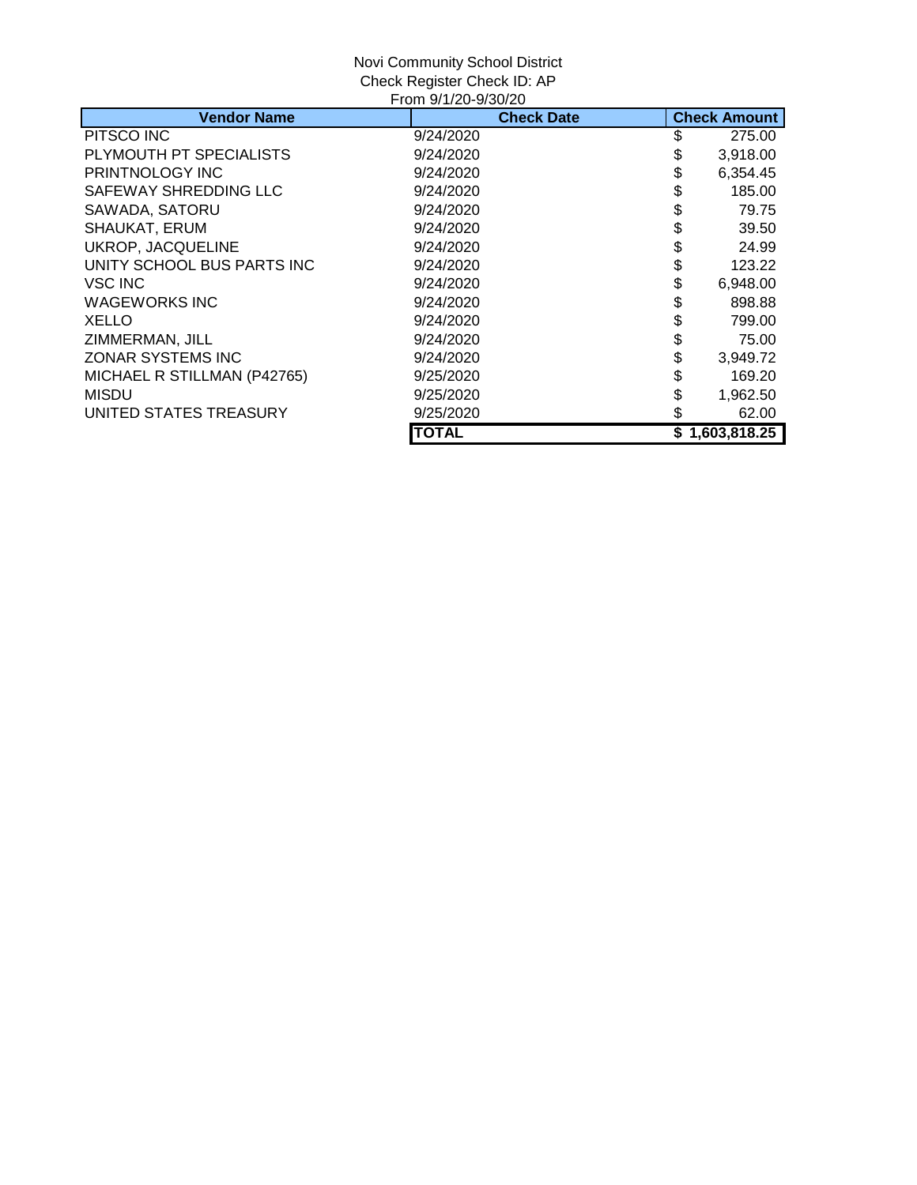Novi Community School District
Check Register Check ID: AP
From 9/1/20-9/30/20

| Vendor Name | Check Date | Check Amount |
| --- | --- | --- |
| PITSCO INC | 9/24/2020 | $ 275.00 |
| PLYMOUTH PT SPECIALISTS | 9/24/2020 | $ 3,918.00 |
| PRINTNOLOGY INC | 9/24/2020 | $ 6,354.45 |
| SAFEWAY SHREDDING LLC | 9/24/2020 | $ 185.00 |
| SAWADA, SATORU | 9/24/2020 | $ 79.75 |
| SHAUKAT, ERUM | 9/24/2020 | $ 39.50 |
| UKROP, JACQUELINE | 9/24/2020 | $ 24.99 |
| UNITY SCHOOL BUS PARTS INC | 9/24/2020 | $ 123.22 |
| VSC INC | 9/24/2020 | $ 6,948.00 |
| WAGEWORKS INC | 9/24/2020 | $ 898.88 |
| XELLO | 9/24/2020 | $ 799.00 |
| ZIMMERMAN, JILL | 9/24/2020 | $ 75.00 |
| ZONAR SYSTEMS INC | 9/24/2020 | $ 3,949.72 |
| MICHAEL R STILLMAN (P42765) | 9/25/2020 | $ 169.20 |
| MISDU | 9/25/2020 | $ 1,962.50 |
| UNITED STATES TREASURY | 9/25/2020 | $ 62.00 |
| | **TOTAL** | **$ 1,603,818.25** |